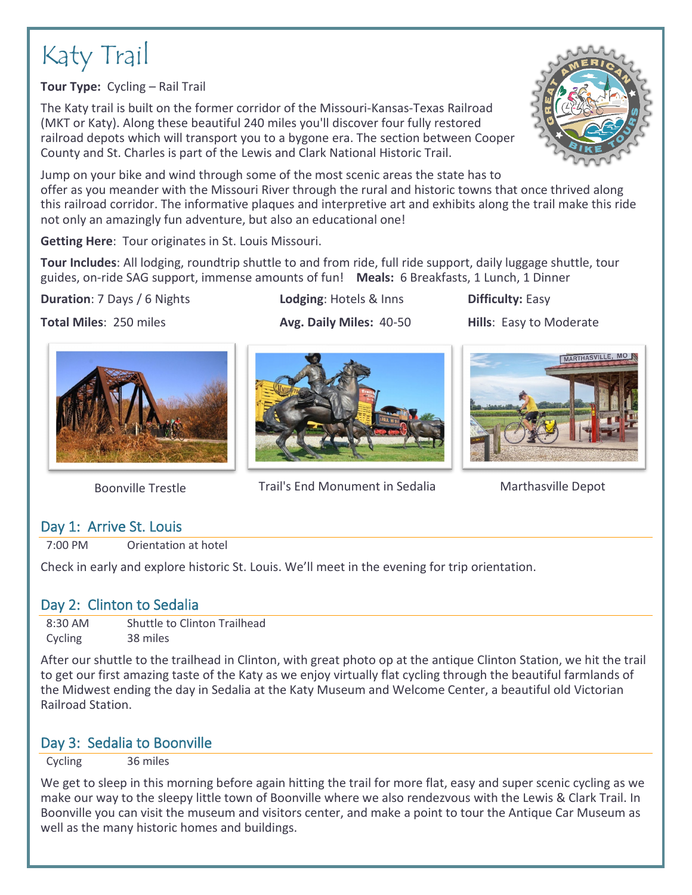# Katy Trail

**Tour Type:** Cycling – Rail Trail

The Katy trail is built on the former corridor of the Missouri-Kansas-Texas Railroad (MKT or Katy). Along these beautiful 240 miles you'll discover four fully restored railroad depots which will transport you to a bygone era. The section between Cooper County and St. Charles is part of the Lewis and Clark National Historic Trail.

Jump on your bike and wind through some of the most scenic areas the state has to offer as you meander with the Missouri River through the rural and historic towns that once thrived along this railroad corridor. The informative plaques and interpretive art and exhibits along the trail make this ride not only an amazingly fun adventure, but also an educational one!

**Getting Here**: Tour originates in St. Louis Missouri.

**Tour Includes**: All lodging, roundtrip shuttle to and from ride, full ride support, daily luggage shuttle, tour guides, on-ride SAG support, immense amounts of fun! **Meals:** 6 Breakfasts, 1 Lunch, 1 Dinner

**Duration**: 7 Days / 6 Nights **Lodging**: Hotels & Inns **Difficulty:** Easy

**Total Miles**: 250 miles **Avg. Daily Miles:** 40-50 **Hills**: Easy to Moderate

Boonville Trestle

Trail's End Monument in Sedalia

Marthasville Depot

## Day 1: Arrive St. Louis

7:00 PM Orientation at hotel

Check in early and explore historic St. Louis. We'll meet in the evening for trip orientation.

## Day 2: Clinton to Sedalia

8:30 AM Shuttle to Clinton Trailhead
Cycling 38 miles

After our shuttle to the trailhead in Clinton, with great photo op at the antique Clinton Station, we hit the trail to get our first amazing taste of the Katy as we enjoy virtually flat cycling through the beautiful farmlands of the Midwest ending the day in Sedalia at the Katy Museum and Welcome Center, a beautiful old Victorian Railroad Station.

## Day 3: Sedalia to Boonville

Cycling 36 miles

We get to sleep in this morning before again hitting the trail for more flat, easy and super scenic cycling as we make our way to the sleepy little town of Boonville where we also rendezvous with the Lewis & Clark Trail. In Boonville you can visit the museum and visitors center, and make a point to tour the Antique Car Museum as well as the many historic homes and buildings.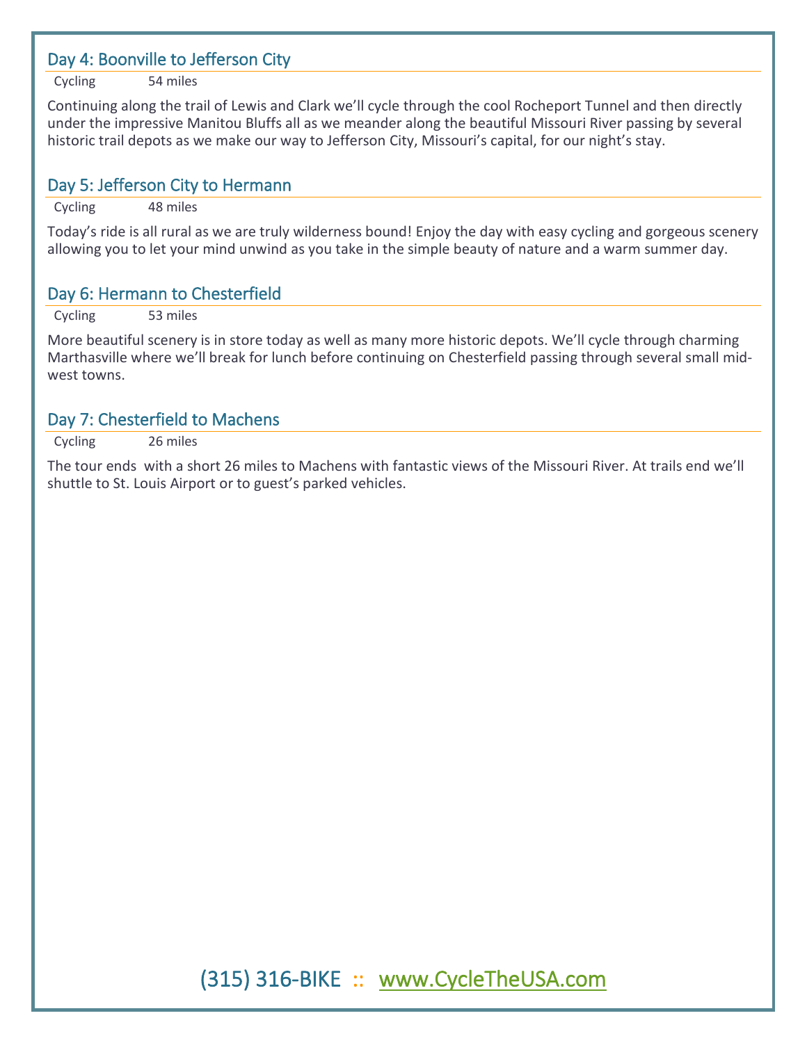## Day 4: Boonville to Jefferson City

Cycling 54 miles

Continuing along the trail of Lewis and Clark we'll cycle through the cool Rocheport Tunnel and then directly under the impressive Manitou Bluffs all as we meander along the beautiful Missouri River passing by several historic trail depots as we make our way to Jefferson City, Missouri's capital, for our night's stay.

## Day 5: Jefferson City to Hermann

Cycling 48 miles

Today's ride is all rural as we are truly wilderness bound! Enjoy the day with easy cycling and gorgeous scenery allowing you to let your mind unwind as you take in the simple beauty of nature and a warm summer day.

## Day 6: Hermann to Chesterfield

Cycling 53 miles

More beautiful scenery is in store today as well as many more historic depots. We'll cycle through charming Marthasville where we'll break for lunch before continuing on Chesterfield passing through several small mid-west towns.

## Day 7: Chesterfield to Machens

Cycling 26 miles

The tour ends with a short 26 miles to Machens with fantastic views of the Missouri River. At trails end we'll shuttle to St. Louis Airport or to guest's parked vehicles.

(315) 316-BIKE :: www.CycleTheUSA.com